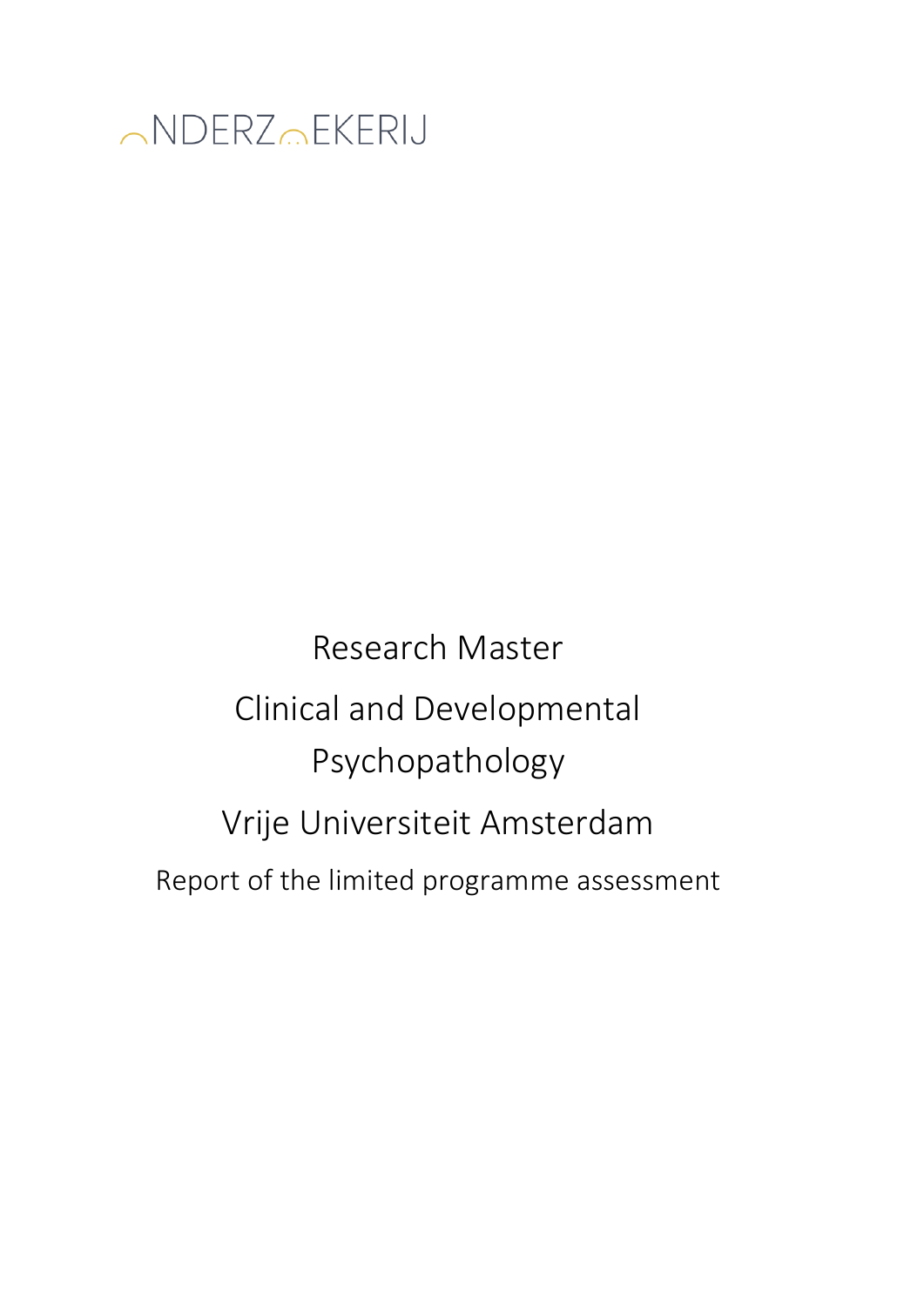NDERZOEKERIJ

# Research Master

# Clinical and Developmental Psychopathology

# Vrije Universiteit Amsterdam

Report of the limited programme assessment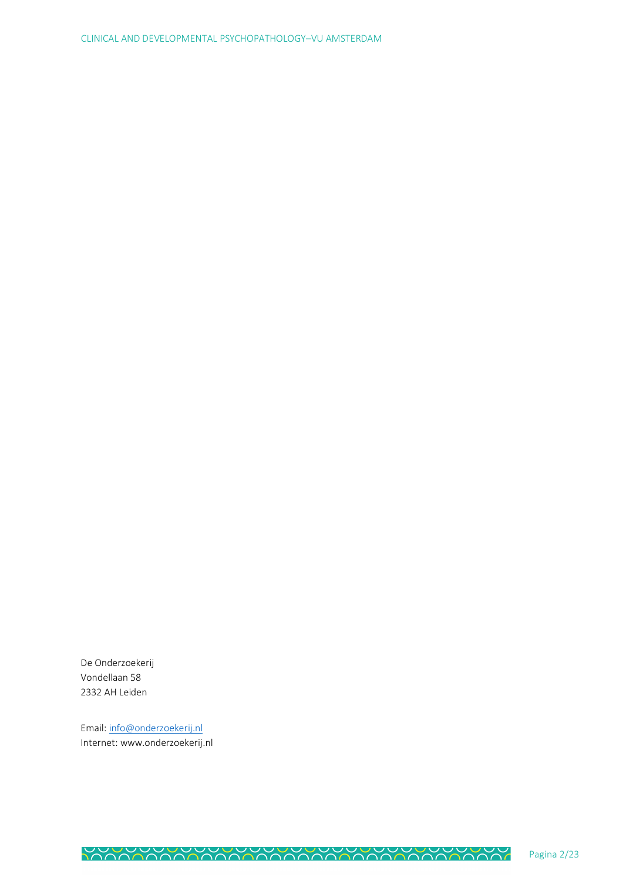De Onderzoekerij
Vondellaan 58
2332 AH Leiden

Email: info@onderzoekerij.nl
Internet: www.onderzoekerij.nl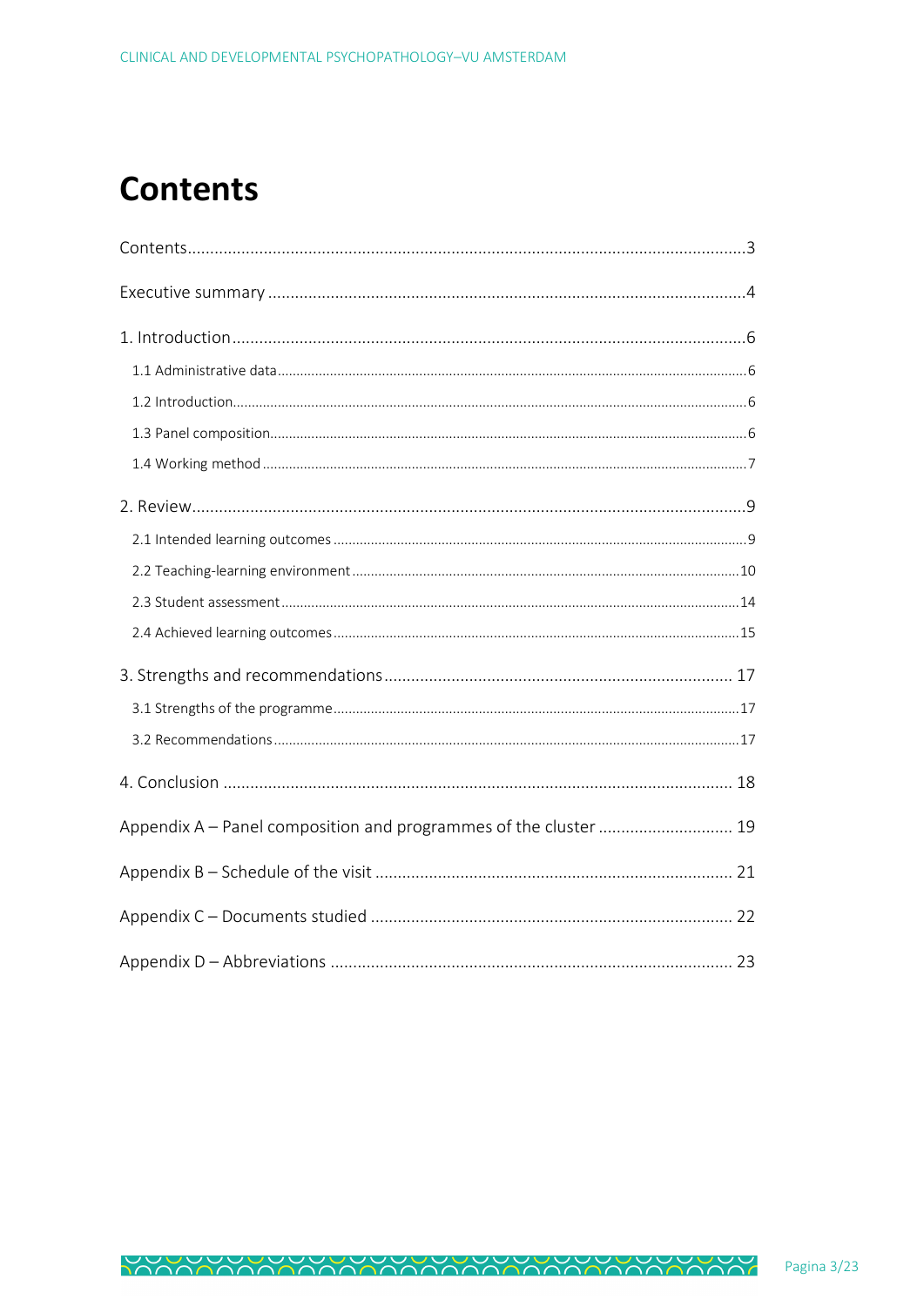# Contents

Contents........................................................................................................................3

Executive summary .......................................................................................................4

1. Introduction...............................................................................................................6

   1.1 Administrative data...............................................................................................6

   1.2 Introduction..........................................................................................................6

   1.3 Panel composition................................................................................................6

   1.4 Working method ...................................................................................................7

2. Review.......................................................................................................................9

   2.1 Intended learning outcomes ................................................................................9

   2.2 Teaching-learning environment .........................................................................10

   2.3 Student assessment............................................................................................14

   2.4 Achieved learning outcomes ..............................................................................15

3. Strengths and recommendations ............................................................................. 17

   3.1 Strengths of the programme..............................................................................17

   3.2 Recommendations.............................................................................................17

4. Conclusion ............................................................................................................... 18

Appendix A – Panel composition and programmes of the cluster ............................. 19

Appendix B – Schedule of the visit ............................................................................... 21

Appendix C – Documents studied ................................................................................ 22

Appendix D – Abbreviations ......................................................................................... 23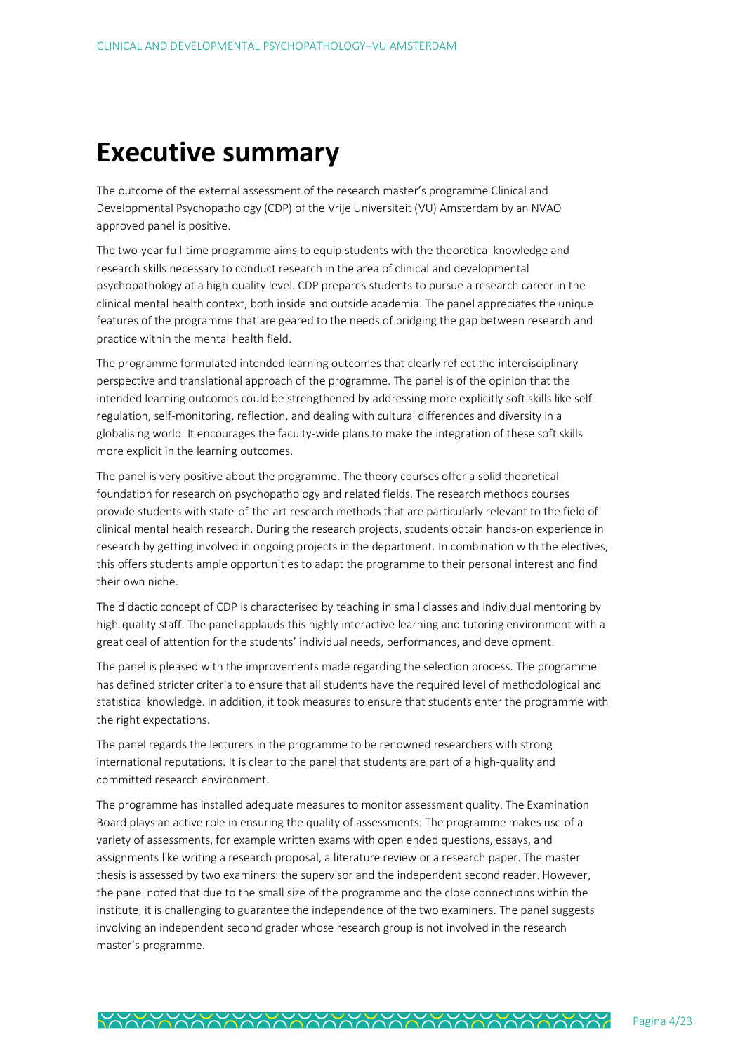# Executive summary

The outcome of the external assessment of the research master's programme Clinical and Developmental Psychopathology (CDP) of the Vrije Universiteit (VU) Amsterdam by an NVAO approved panel is positive.

The two-year full-time programme aims to equip students with the theoretical knowledge and research skills necessary to conduct research in the area of clinical and developmental psychopathology at a high-quality level. CDP prepares students to pursue a research career in the clinical mental health context, both inside and outside academia. The panel appreciates the unique features of the programme that are geared to the needs of bridging the gap between research and practice within the mental health field.

The programme formulated intended learning outcomes that clearly reflect the interdisciplinary perspective and translational approach of the programme. The panel is of the opinion that the intended learning outcomes could be strengthened by addressing more explicitly soft skills like self-regulation, self-monitoring, reflection, and dealing with cultural differences and diversity in a globalising world. It encourages the faculty-wide plans to make the integration of these soft skills more explicit in the learning outcomes.

The panel is very positive about the programme. The theory courses offer a solid theoretical foundation for research on psychopathology and related fields. The research methods courses provide students with state-of-the-art research methods that are particularly relevant to the field of clinical mental health research. During the research projects, students obtain hands-on experience in research by getting involved in ongoing projects in the department. In combination with the electives, this offers students ample opportunities to adapt the programme to their personal interest and find their own niche.

The didactic concept of CDP is characterised by teaching in small classes and individual mentoring by high-quality staff. The panel applauds this highly interactive learning and tutoring environment with a great deal of attention for the students' individual needs, performances, and development.

The panel is pleased with the improvements made regarding the selection process. The programme has defined stricter criteria to ensure that all students have the required level of methodological and statistical knowledge. In addition, it took measures to ensure that students enter the programme with the right expectations.

The panel regards the lecturers in the programme to be renowned researchers with strong international reputations. It is clear to the panel that students are part of a high-quality and committed research environment.

The programme has installed adequate measures to monitor assessment quality. The Examination Board plays an active role in ensuring the quality of assessments. The programme makes use of a variety of assessments, for example written exams with open ended questions, essays, and assignments like writing a research proposal, a literature review or a research paper. The master thesis is assessed by two examiners: the supervisor and the independent second reader. However, the panel noted that due to the small size of the programme and the close connections within the institute, it is challenging to guarantee the independence of the two examiners. The panel suggests involving an independent second grader whose research group is not involved in the research master's programme.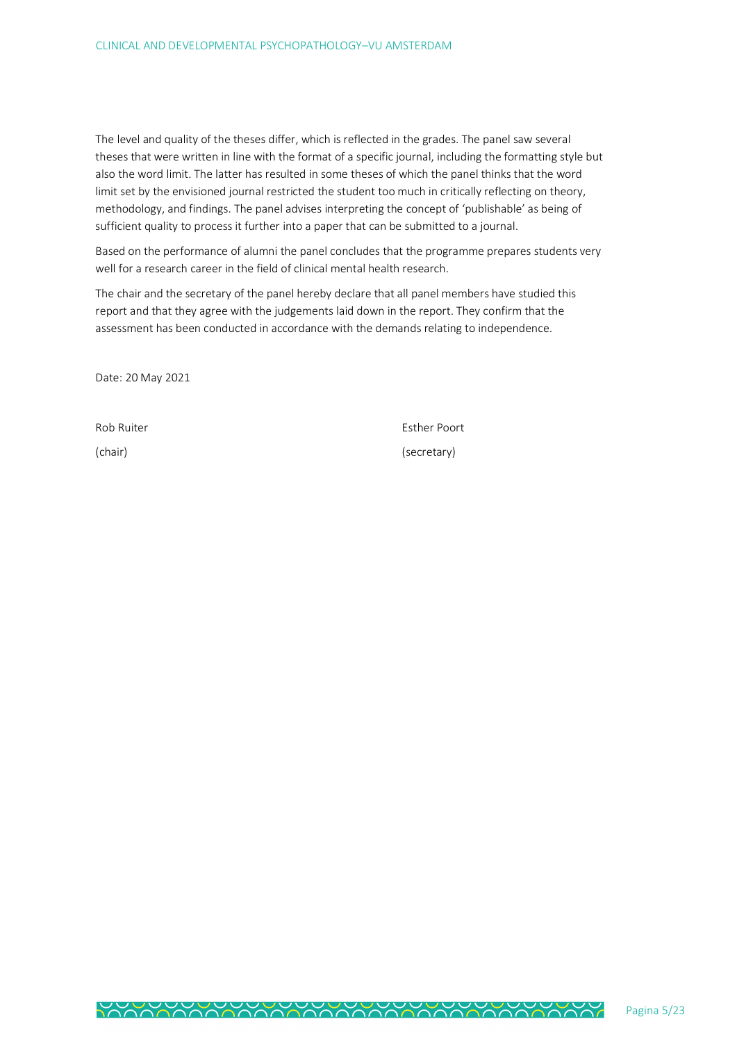The level and quality of the theses differ, which is reflected in the grades. The panel saw several theses that were written in line with the format of a specific journal, including the formatting style but also the word limit. The latter has resulted in some theses of which the panel thinks that the word limit set by the envisioned journal restricted the student too much in critically reflecting on theory, methodology, and findings. The panel advises interpreting the concept of 'publishable' as being of sufficient quality to process it further into a paper that can be submitted to a journal.

Based on the performance of alumni the panel concludes that the programme prepares students very well for a research career in the field of clinical mental health research.

The chair and the secretary of the panel hereby declare that all panel members have studied this report and that they agree with the judgements laid down in the report. They confirm that the assessment has been conducted in accordance with the demands relating to independence.

Date: 20 May 2021

Rob Ruiter
(chair)

Esther Poort
(secretary)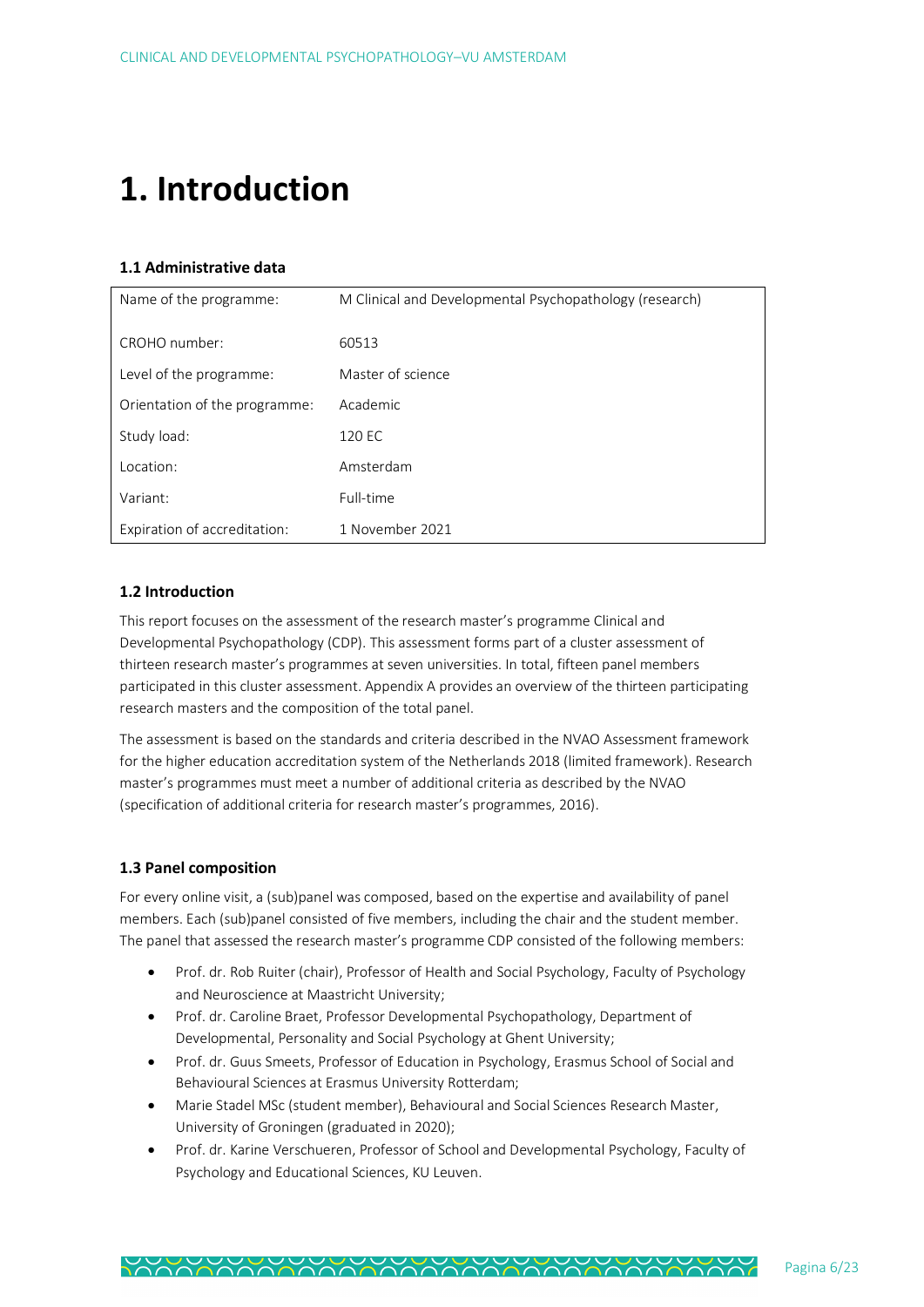# 1. Introduction

### 1.1 Administrative data

| | |
|---|---|
| Name of the programme: | M Clinical and Developmental Psychopathology (research) |
| CROHO number: | 60513 |
| Level of the programme: | Master of science |
| Orientation of the programme: | Academic |
| Study load: | 120 EC |
| Location: | Amsterdam |
| Variant: | Full-time |
| Expiration of accreditation: | 1 November 2021 |

### 1.2 Introduction

This report focuses on the assessment of the research master's programme Clinical and Developmental Psychopathology (CDP). This assessment forms part of a cluster assessment of thirteen research master's programmes at seven universities. In total, fifteen panel members participated in this cluster assessment. Appendix A provides an overview of the thirteen participating research masters and the composition of the total panel.

The assessment is based on the standards and criteria described in the NVAO Assessment framework for the higher education accreditation system of the Netherlands 2018 (limited framework). Research master's programmes must meet a number of additional criteria as described by the NVAO (specification of additional criteria for research master's programmes, 2016).

### 1.3 Panel composition

For every online visit, a (sub)panel was composed, based on the expertise and availability of panel members. Each (sub)panel consisted of five members, including the chair and the student member. The panel that assessed the research master's programme CDP consisted of the following members:

- Prof. dr. Rob Ruiter (chair), Professor of Health and Social Psychology, Faculty of Psychology and Neuroscience at Maastricht University;
- Prof. dr. Caroline Braet, Professor Developmental Psychopathology, Department of Developmental, Personality and Social Psychology at Ghent University;
- Prof. dr. Guus Smeets, Professor of Education in Psychology, Erasmus School of Social and Behavioural Sciences at Erasmus University Rotterdam;
- Marie Stadel MSc (student member), Behavioural and Social Sciences Research Master, University of Groningen (graduated in 2020);
- Prof. dr. Karine Verschueren, Professor of School and Developmental Psychology, Faculty of Psychology and Educational Sciences, KU Leuven.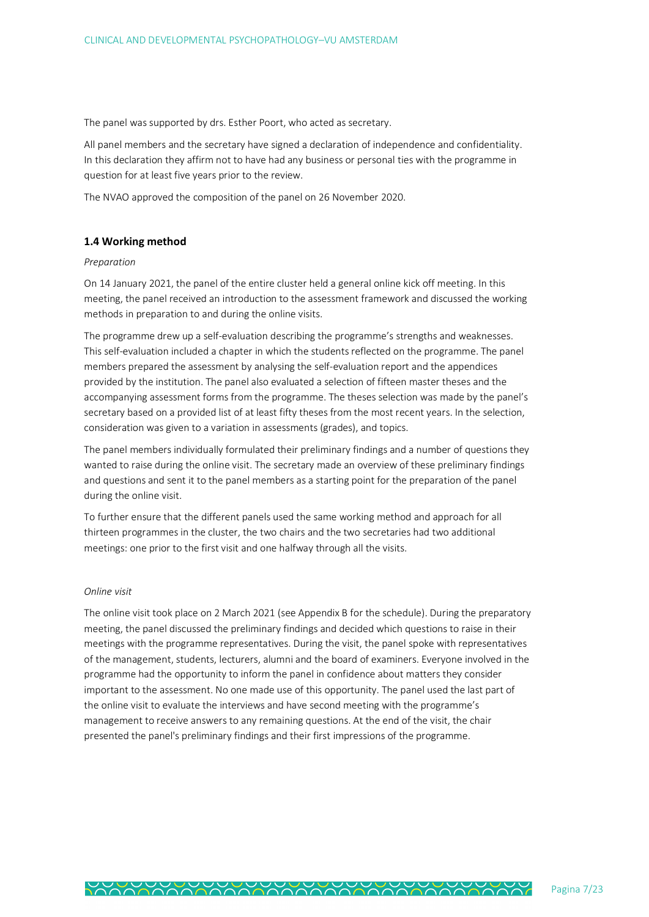The panel was supported by drs. Esther Poort, who acted as secretary.

All panel members and the secretary have signed a declaration of independence and confidentiality. In this declaration they affirm not to have had any business or personal ties with the programme in question for at least five years prior to the review.

The NVAO approved the composition of the panel on 26 November 2020.

### 1.4 Working method

*Preparation*

On 14 January 2021, the panel of the entire cluster held a general online kick off meeting. In this meeting, the panel received an introduction to the assessment framework and discussed the working methods in preparation to and during the online visits.

The programme drew up a self-evaluation describing the programme's strengths and weaknesses. This self-evaluation included a chapter in which the students reflected on the programme. The panel members prepared the assessment by analysing the self-evaluation report and the appendices provided by the institution. The panel also evaluated a selection of fifteen master theses and the accompanying assessment forms from the programme. The theses selection was made by the panel's secretary based on a provided list of at least fifty theses from the most recent years. In the selection, consideration was given to a variation in assessments (grades), and topics.

The panel members individually formulated their preliminary findings and a number of questions they wanted to raise during the online visit. The secretary made an overview of these preliminary findings and questions and sent it to the panel members as a starting point for the preparation of the panel during the online visit.

To further ensure that the different panels used the same working method and approach for all thirteen programmes in the cluster, the two chairs and the two secretaries had two additional meetings: one prior to the first visit and one halfway through all the visits.

*Online visit*

The online visit took place on 2 March 2021 (see Appendix B for the schedule). During the preparatory meeting, the panel discussed the preliminary findings and decided which questions to raise in their meetings with the programme representatives. During the visit, the panel spoke with representatives of the management, students, lecturers, alumni and the board of examiners. Everyone involved in the programme had the opportunity to inform the panel in confidence about matters they consider important to the assessment. No one made use of this opportunity. The panel used the last part of the online visit to evaluate the interviews and have second meeting with the programme's management to receive answers to any remaining questions. At the end of the visit, the chair presented the panel's preliminary findings and their first impressions of the programme.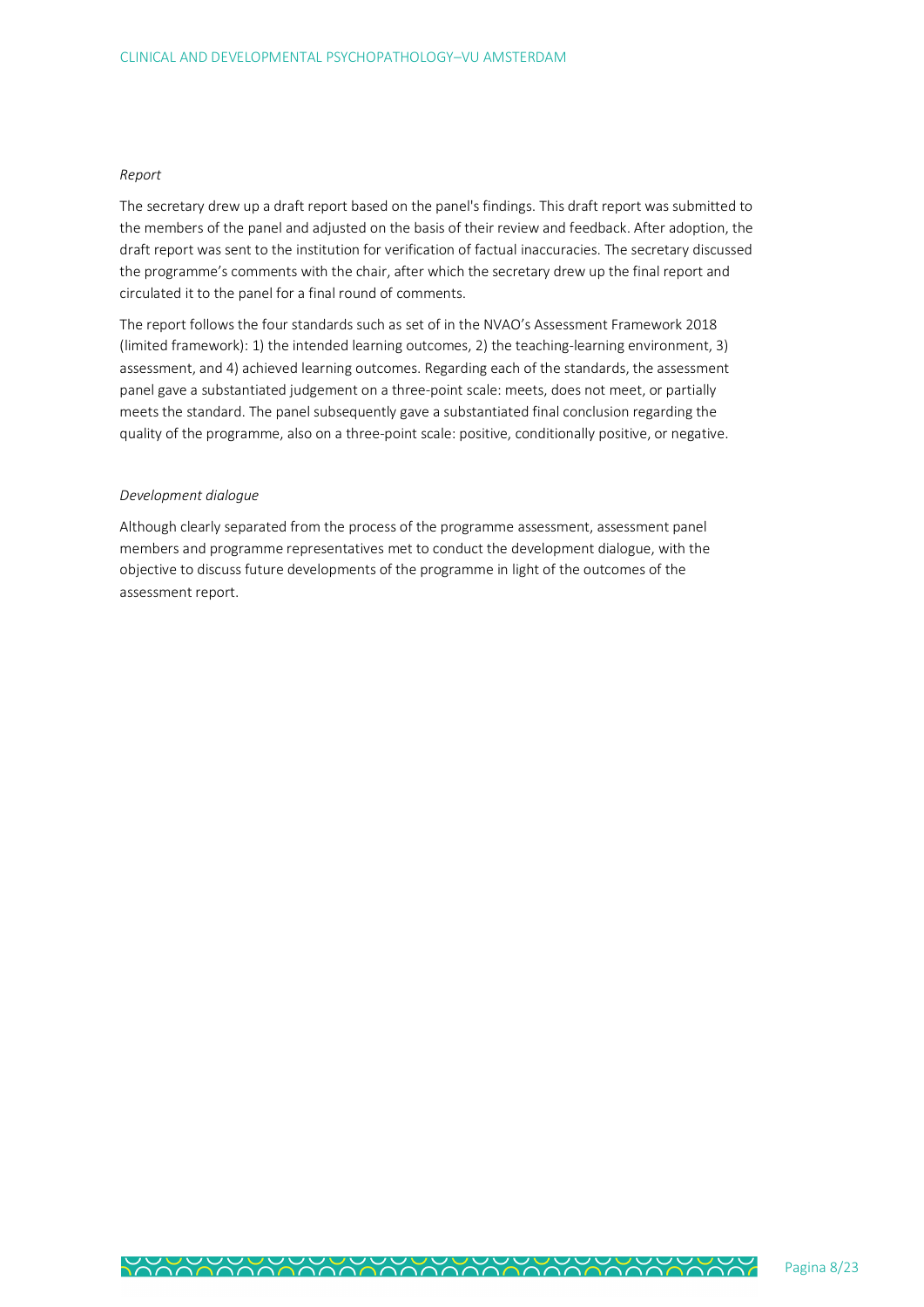*Report*

The secretary drew up a draft report based on the panel's findings. This draft report was submitted to the members of the panel and adjusted on the basis of their review and feedback. After adoption, the draft report was sent to the institution for verification of factual inaccuracies. The secretary discussed the programme's comments with the chair, after which the secretary drew up the final report and circulated it to the panel for a final round of comments.

The report follows the four standards such as set of in the NVAO's Assessment Framework 2018 (limited framework): 1) the intended learning outcomes, 2) the teaching-learning environment, 3) assessment, and 4) achieved learning outcomes. Regarding each of the standards, the assessment panel gave a substantiated judgement on a three-point scale: meets, does not meet, or partially meets the standard. The panel subsequently gave a substantiated final conclusion regarding the quality of the programme, also on a three-point scale: positive, conditionally positive, or negative.

*Development dialogue*

Although clearly separated from the process of the programme assessment, assessment panel members and programme representatives met to conduct the development dialogue, with the objective to discuss future developments of the programme in light of the outcomes of the assessment report.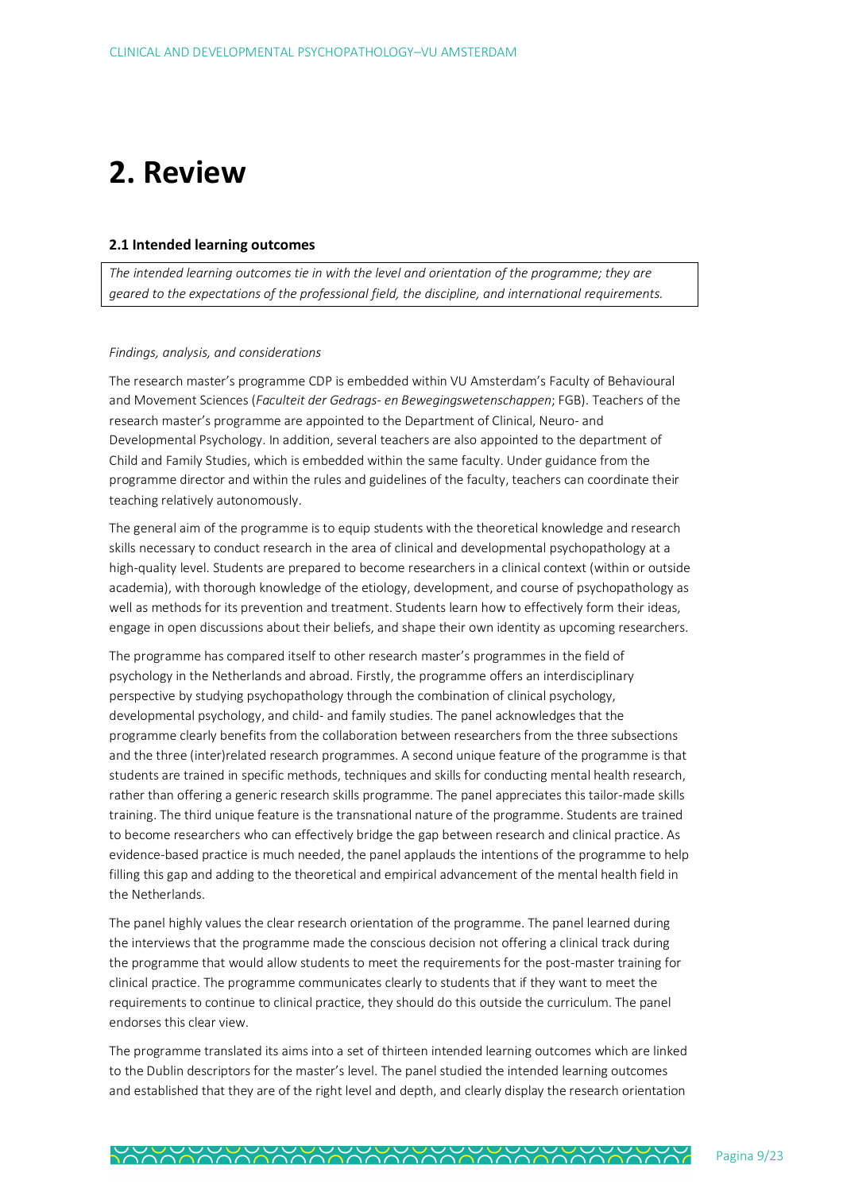# 2. Review

### 2.1 Intended learning outcomes

*The intended learning outcomes tie in with the level and orientation of the programme; they are geared to the expectations of the professional field, the discipline, and international requirements.*

*Findings, analysis, and considerations*

The research master's programme CDP is embedded within VU Amsterdam's Faculty of Behavioural and Movement Sciences (*Faculteit der Gedrags- en Bewegingswetenschappen*; FGB). Teachers of the research master's programme are appointed to the Department of Clinical, Neuro- and Developmental Psychology. In addition, several teachers are also appointed to the department of Child and Family Studies, which is embedded within the same faculty. Under guidance from the programme director and within the rules and guidelines of the faculty, teachers can coordinate their teaching relatively autonomously.

The general aim of the programme is to equip students with the theoretical knowledge and research skills necessary to conduct research in the area of clinical and developmental psychopathology at a high-quality level. Students are prepared to become researchers in a clinical context (within or outside academia), with thorough knowledge of the etiology, development, and course of psychopathology as well as methods for its prevention and treatment. Students learn how to effectively form their ideas, engage in open discussions about their beliefs, and shape their own identity as upcoming researchers.

The programme has compared itself to other research master's programmes in the field of psychology in the Netherlands and abroad. Firstly, the programme offers an interdisciplinary perspective by studying psychopathology through the combination of clinical psychology, developmental psychology, and child- and family studies. The panel acknowledges that the programme clearly benefits from the collaboration between researchers from the three subsections and the three (inter)related research programmes. A second unique feature of the programme is that students are trained in specific methods, techniques and skills for conducting mental health research, rather than offering a generic research skills programme. The panel appreciates this tailor-made skills training. The third unique feature is the transnational nature of the programme. Students are trained to become researchers who can effectively bridge the gap between research and clinical practice. As evidence-based practice is much needed, the panel applauds the intentions of the programme to help filling this gap and adding to the theoretical and empirical advancement of the mental health field in the Netherlands.

The panel highly values the clear research orientation of the programme. The panel learned during the interviews that the programme made the conscious decision not offering a clinical track during the programme that would allow students to meet the requirements for the post-master training for clinical practice. The programme communicates clearly to students that if they want to meet the requirements to continue to clinical practice, they should do this outside the curriculum. The panel endorses this clear view.

The programme translated its aims into a set of thirteen intended learning outcomes which are linked to the Dublin descriptors for the master's level. The panel studied the intended learning outcomes and established that they are of the right level and depth, and clearly display the research orientation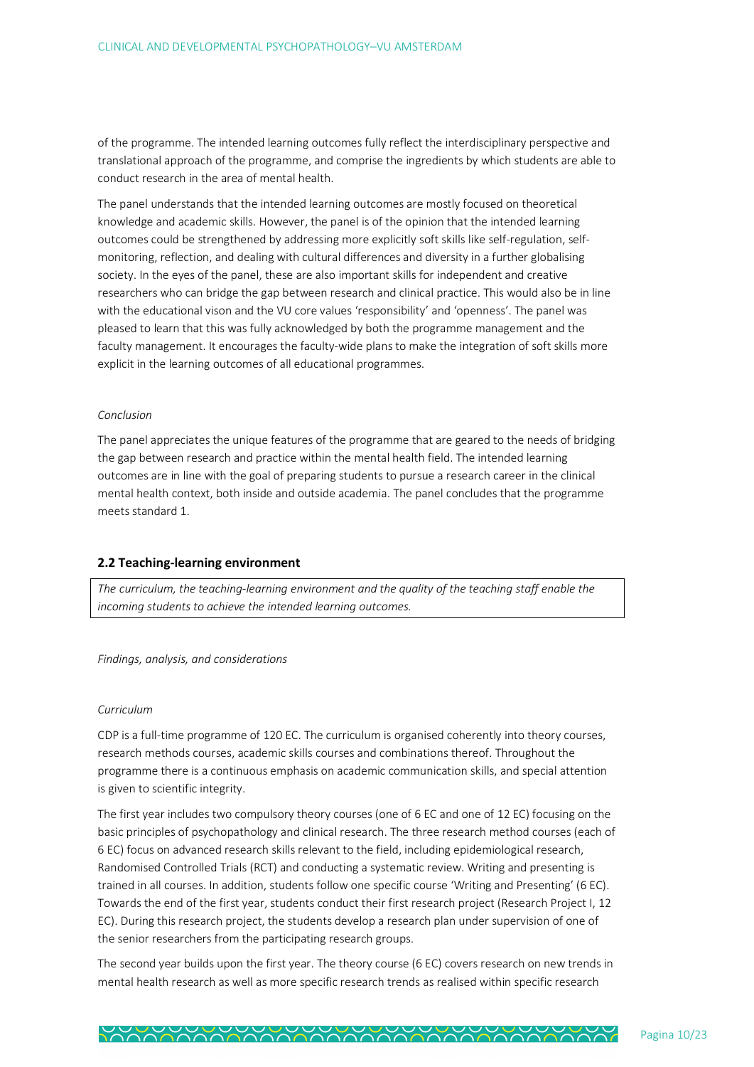of the programme. The intended learning outcomes fully reflect the interdisciplinary perspective and translational approach of the programme, and comprise the ingredients by which students are able to conduct research in the area of mental health.

The panel understands that the intended learning outcomes are mostly focused on theoretical knowledge and academic skills. However, the panel is of the opinion that the intended learning outcomes could be strengthened by addressing more explicitly soft skills like self-regulation, self-monitoring, reflection, and dealing with cultural differences and diversity in a further globalising society. In the eyes of the panel, these are also important skills for independent and creative researchers who can bridge the gap between research and clinical practice. This would also be in line with the educational vison and the VU core values 'responsibility' and 'openness'. The panel was pleased to learn that this was fully acknowledged by both the programme management and the faculty management. It encourages the faculty-wide plans to make the integration of soft skills more explicit in the learning outcomes of all educational programmes.

*Conclusion*

The panel appreciates the unique features of the programme that are geared to the needs of bridging the gap between research and practice within the mental health field. The intended learning outcomes are in line with the goal of preparing students to pursue a research career in the clinical mental health context, both inside and outside academia. The panel concludes that the programme meets standard 1.

### 2.2 Teaching-learning environment

*The curriculum, the teaching-learning environment and the quality of the teaching staff enable the incoming students to achieve the intended learning outcomes.*

*Findings, analysis, and considerations*

*Curriculum*

CDP is a full-time programme of 120 EC. The curriculum is organised coherently into theory courses, research methods courses, academic skills courses and combinations thereof. Throughout the programme there is a continuous emphasis on academic communication skills, and special attention is given to scientific integrity.

The first year includes two compulsory theory courses (one of 6 EC and one of 12 EC) focusing on the basic principles of psychopathology and clinical research. The three research method courses (each of 6 EC) focus on advanced research skills relevant to the field, including epidemiological research, Randomised Controlled Trials (RCT) and conducting a systematic review. Writing and presenting is trained in all courses. In addition, students follow one specific course 'Writing and Presenting' (6 EC). Towards the end of the first year, students conduct their first research project (Research Project I, 12 EC). During this research project, the students develop a research plan under supervision of one of the senior researchers from the participating research groups.

The second year builds upon the first year. The theory course (6 EC) covers research on new trends in mental health research as well as more specific research trends as realised within specific research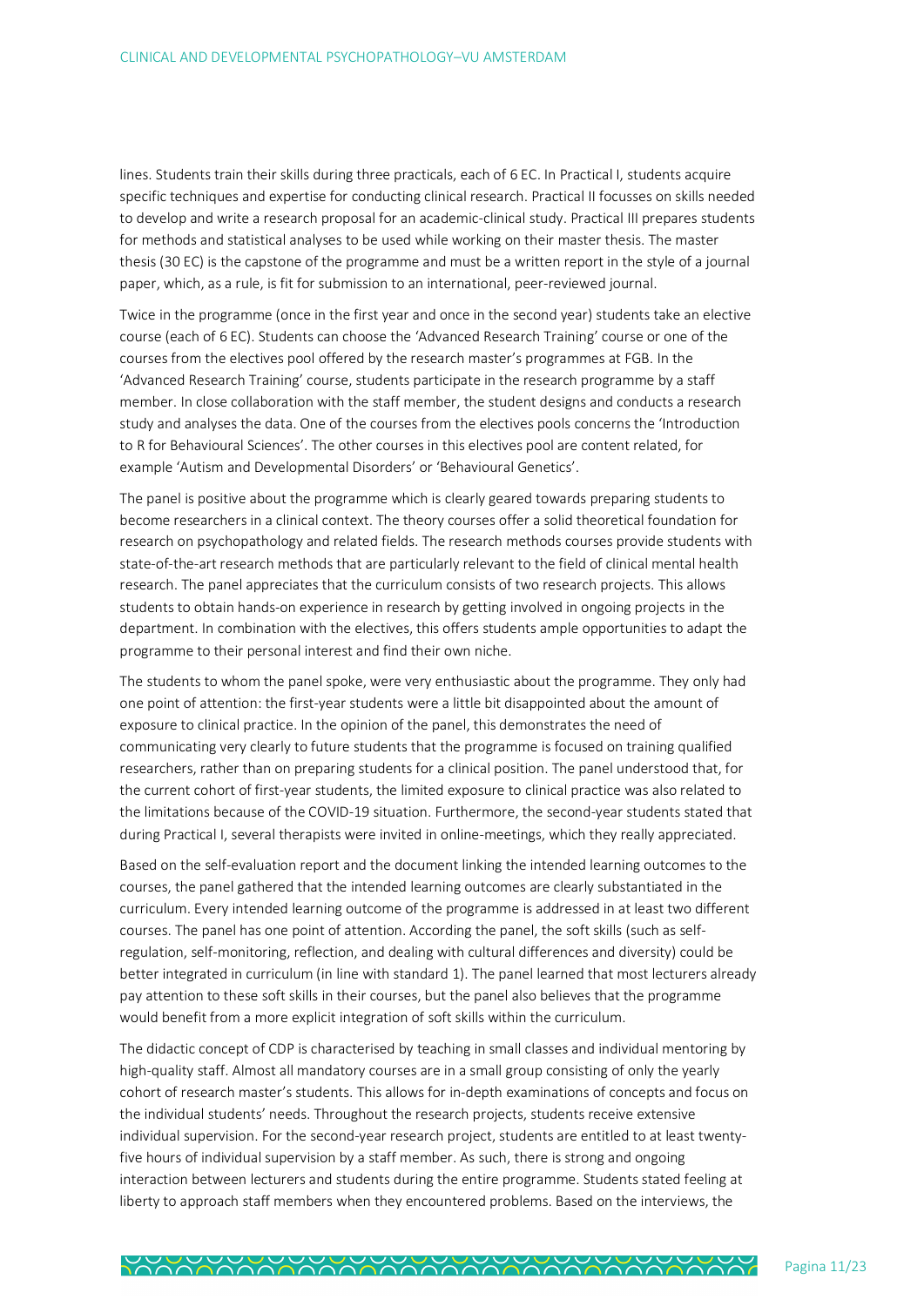lines. Students train their skills during three practicals, each of 6 EC. In Practical I, students acquire specific techniques and expertise for conducting clinical research. Practical II focusses on skills needed to develop and write a research proposal for an academic-clinical study. Practical III prepares students for methods and statistical analyses to be used while working on their master thesis. The master thesis (30 EC) is the capstone of the programme and must be a written report in the style of a journal paper, which, as a rule, is fit for submission to an international, peer-reviewed journal.

Twice in the programme (once in the first year and once in the second year) students take an elective course (each of 6 EC). Students can choose the 'Advanced Research Training' course or one of the courses from the electives pool offered by the research master's programmes at FGB. In the 'Advanced Research Training' course, students participate in the research programme by a staff member. In close collaboration with the staff member, the student designs and conducts a research study and analyses the data. One of the courses from the electives pools concerns the 'Introduction to R for Behavioural Sciences'. The other courses in this electives pool are content related, for example 'Autism and Developmental Disorders' or 'Behavioural Genetics'.

The panel is positive about the programme which is clearly geared towards preparing students to become researchers in a clinical context. The theory courses offer a solid theoretical foundation for research on psychopathology and related fields. The research methods courses provide students with state-of-the-art research methods that are particularly relevant to the field of clinical mental health research. The panel appreciates that the curriculum consists of two research projects. This allows students to obtain hands-on experience in research by getting involved in ongoing projects in the department. In combination with the electives, this offers students ample opportunities to adapt the programme to their personal interest and find their own niche.

The students to whom the panel spoke, were very enthusiastic about the programme. They only had one point of attention: the first-year students were a little bit disappointed about the amount of exposure to clinical practice. In the opinion of the panel, this demonstrates the need of communicating very clearly to future students that the programme is focused on training qualified researchers, rather than on preparing students for a clinical position. The panel understood that, for the current cohort of first-year students, the limited exposure to clinical practice was also related to the limitations because of the COVID-19 situation. Furthermore, the second-year students stated that during Practical I, several therapists were invited in online-meetings, which they really appreciated.

Based on the self-evaluation report and the document linking the intended learning outcomes to the courses, the panel gathered that the intended learning outcomes are clearly substantiated in the curriculum. Every intended learning outcome of the programme is addressed in at least two different courses. The panel has one point of attention. According the panel, the soft skills (such as self-regulation, self-monitoring, reflection, and dealing with cultural differences and diversity) could be better integrated in curriculum (in line with standard 1). The panel learned that most lecturers already pay attention to these soft skills in their courses, but the panel also believes that the programme would benefit from a more explicit integration of soft skills within the curriculum.

The didactic concept of CDP is characterised by teaching in small classes and individual mentoring by high-quality staff. Almost all mandatory courses are in a small group consisting of only the yearly cohort of research master's students. This allows for in-depth examinations of concepts and focus on the individual students' needs. Throughout the research projects, students receive extensive individual supervision. For the second-year research project, students are entitled to at least twenty-five hours of individual supervision by a staff member. As such, there is strong and ongoing interaction between lecturers and students during the entire programme. Students stated feeling at liberty to approach staff members when they encountered problems. Based on the interviews, the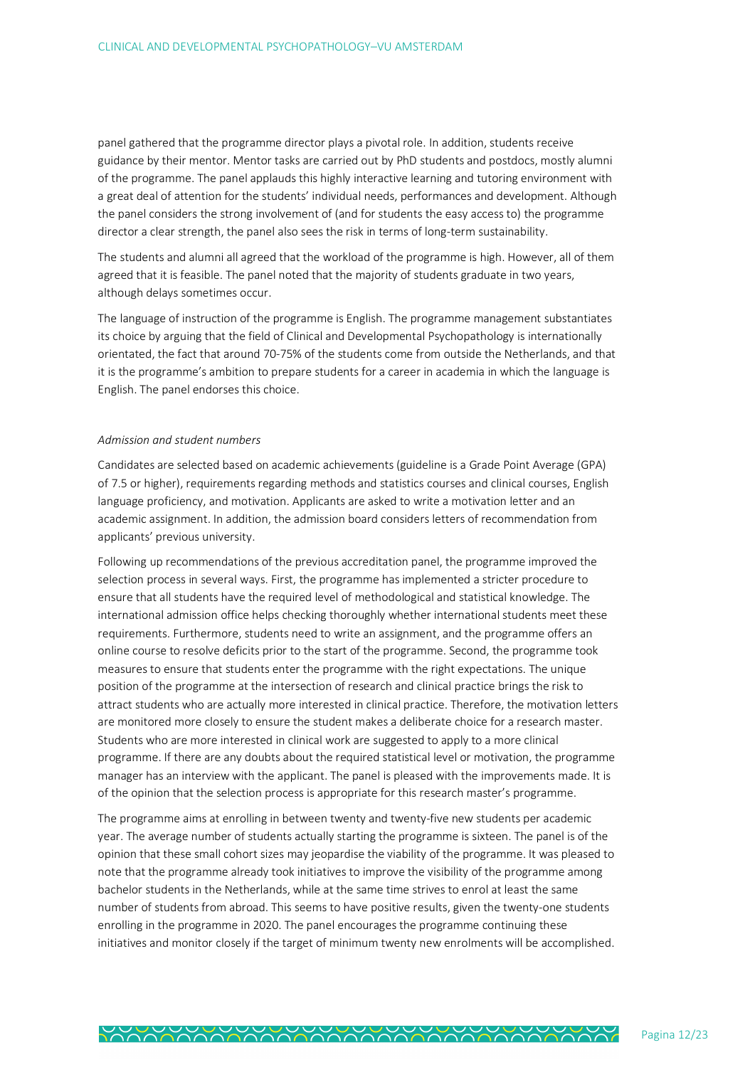panel gathered that the programme director plays a pivotal role. In addition, students receive guidance by their mentor. Mentor tasks are carried out by PhD students and postdocs, mostly alumni of the programme. The panel applauds this highly interactive learning and tutoring environment with a great deal of attention for the students' individual needs, performances and development. Although the panel considers the strong involvement of (and for students the easy access to) the programme director a clear strength, the panel also sees the risk in terms of long-term sustainability.

The students and alumni all agreed that the workload of the programme is high. However, all of them agreed that it is feasible. The panel noted that the majority of students graduate in two years, although delays sometimes occur.

The language of instruction of the programme is English. The programme management substantiates its choice by arguing that the field of Clinical and Developmental Psychopathology is internationally orientated, the fact that around 70-75% of the students come from outside the Netherlands, and that it is the programme's ambition to prepare students for a career in academia in which the language is English. The panel endorses this choice.

*Admission and student numbers*

Candidates are selected based on academic achievements (guideline is a Grade Point Average (GPA) of 7.5 or higher), requirements regarding methods and statistics courses and clinical courses, English language proficiency, and motivation. Applicants are asked to write a motivation letter and an academic assignment. In addition, the admission board considers letters of recommendation from applicants' previous university.

Following up recommendations of the previous accreditation panel, the programme improved the selection process in several ways. First, the programme has implemented a stricter procedure to ensure that all students have the required level of methodological and statistical knowledge. The international admission office helps checking thoroughly whether international students meet these requirements. Furthermore, students need to write an assignment, and the programme offers an online course to resolve deficits prior to the start of the programme. Second, the programme took measures to ensure that students enter the programme with the right expectations. The unique position of the programme at the intersection of research and clinical practice brings the risk to attract students who are actually more interested in clinical practice. Therefore, the motivation letters are monitored more closely to ensure the student makes a deliberate choice for a research master. Students who are more interested in clinical work are suggested to apply to a more clinical programme. If there are any doubts about the required statistical level or motivation, the programme manager has an interview with the applicant. The panel is pleased with the improvements made. It is of the opinion that the selection process is appropriate for this research master's programme.

The programme aims at enrolling in between twenty and twenty-five new students per academic year. The average number of students actually starting the programme is sixteen. The panel is of the opinion that these small cohort sizes may jeopardise the viability of the programme. It was pleased to note that the programme already took initiatives to improve the visibility of the programme among bachelor students in the Netherlands, while at the same time strives to enrol at least the same number of students from abroad. This seems to have positive results, given the twenty-one students enrolling in the programme in 2020. The panel encourages the programme continuing these initiatives and monitor closely if the target of minimum twenty new enrolments will be accomplished.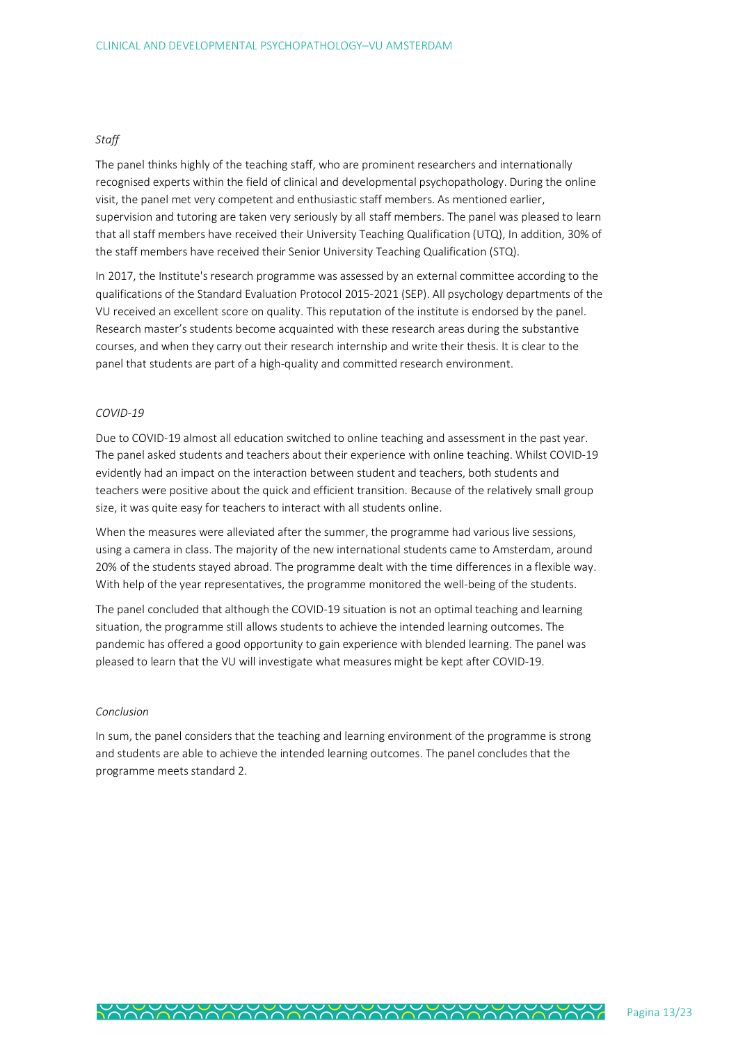*Staff*

The panel thinks highly of the teaching staff, who are prominent researchers and internationally recognised experts within the field of clinical and developmental psychopathology. During the online visit, the panel met very competent and enthusiastic staff members. As mentioned earlier, supervision and tutoring are taken very seriously by all staff members. The panel was pleased to learn that all staff members have received their University Teaching Qualification (UTQ), In addition, 30% of the staff members have received their Senior University Teaching Qualification (STQ).

In 2017, the Institute's research programme was assessed by an external committee according to the qualifications of the Standard Evaluation Protocol 2015-2021 (SEP). All psychology departments of the VU received an excellent score on quality. This reputation of the institute is endorsed by the panel. Research master's students become acquainted with these research areas during the substantive courses, and when they carry out their research internship and write their thesis. It is clear to the panel that students are part of a high-quality and committed research environment.

*COVID-19*

Due to COVID-19 almost all education switched to online teaching and assessment in the past year. The panel asked students and teachers about their experience with online teaching. Whilst COVID-19 evidently had an impact on the interaction between student and teachers, both students and teachers were positive about the quick and efficient transition. Because of the relatively small group size, it was quite easy for teachers to interact with all students online.

When the measures were alleviated after the summer, the programme had various live sessions, using a camera in class. The majority of the new international students came to Amsterdam, around 20% of the students stayed abroad. The programme dealt with the time differences in a flexible way. With help of the year representatives, the programme monitored the well-being of the students.

The panel concluded that although the COVID-19 situation is not an optimal teaching and learning situation, the programme still allows students to achieve the intended learning outcomes. The pandemic has offered a good opportunity to gain experience with blended learning. The panel was pleased to learn that the VU will investigate what measures might be kept after COVID-19.

*Conclusion*

In sum, the panel considers that the teaching and learning environment of the programme is strong and students are able to achieve the intended learning outcomes. The panel concludes that the programme meets standard 2.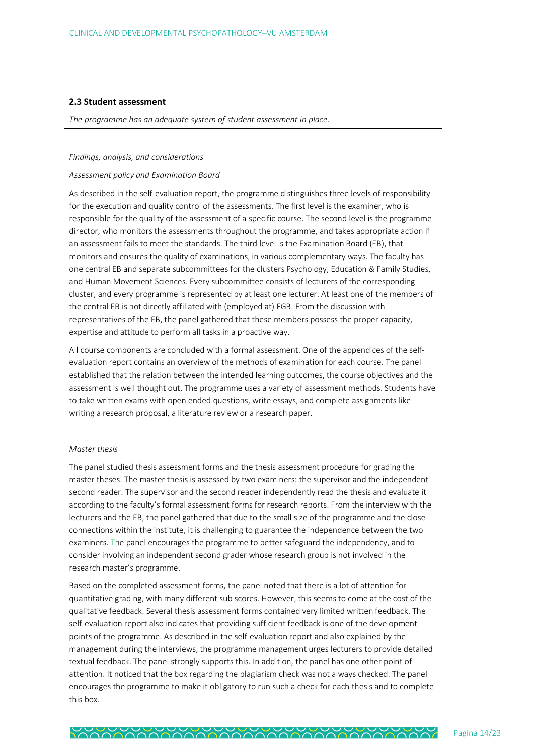### 2.3 Student assessment

*The programme has an adequate system of student assessment in place.*

*Findings, analysis, and considerations*

*Assessment policy and Examination Board*

As described in the self-evaluation report, the programme distinguishes three levels of responsibility for the execution and quality control of the assessments. The first level is the examiner, who is responsible for the quality of the assessment of a specific course. The second level is the programme director, who monitors the assessments throughout the programme, and takes appropriate action if an assessment fails to meet the standards. The third level is the Examination Board (EB), that monitors and ensures the quality of examinations, in various complementary ways. The faculty has one central EB and separate subcommittees for the clusters Psychology, Education & Family Studies, and Human Movement Sciences. Every subcommittee consists of lecturers of the corresponding cluster, and every programme is represented by at least one lecturer. At least one of the members of the central EB is not directly affiliated with (employed at) FGB. From the discussion with representatives of the EB, the panel gathered that these members possess the proper capacity, expertise and attitude to perform all tasks in a proactive way.

All course components are concluded with a formal assessment. One of the appendices of the self-evaluation report contains an overview of the methods of examination for each course. The panel established that the relation between the intended learning outcomes, the course objectives and the assessment is well thought out. The programme uses a variety of assessment methods. Students have to take written exams with open ended questions, write essays, and complete assignments like writing a research proposal, a literature review or a research paper.

*Master thesis*

The panel studied thesis assessment forms and the thesis assessment procedure for grading the master theses. The master thesis is assessed by two examiners: the supervisor and the independent second reader. The supervisor and the second reader independently read the thesis and evaluate it according to the faculty's formal assessment forms for research reports. From the interview with the lecturers and the EB, the panel gathered that due to the small size of the programme and the close connections within the institute, it is challenging to guarantee the independence between the two examiners. The panel encourages the programme to better safeguard the independency, and to consider involving an independent second grader whose research group is not involved in the research master's programme.

Based on the completed assessment forms, the panel noted that there is a lot of attention for quantitative grading, with many different sub scores. However, this seems to come at the cost of the qualitative feedback. Several thesis assessment forms contained very limited written feedback. The self-evaluation report also indicates that providing sufficient feedback is one of the development points of the programme. As described in the self-evaluation report and also explained by the management during the interviews, the programme management urges lecturers to provide detailed textual feedback. The panel strongly supports this. In addition, the panel has one other point of attention. It noticed that the box regarding the plagiarism check was not always checked. The panel encourages the programme to make it obligatory to run such a check for each thesis and to complete this box.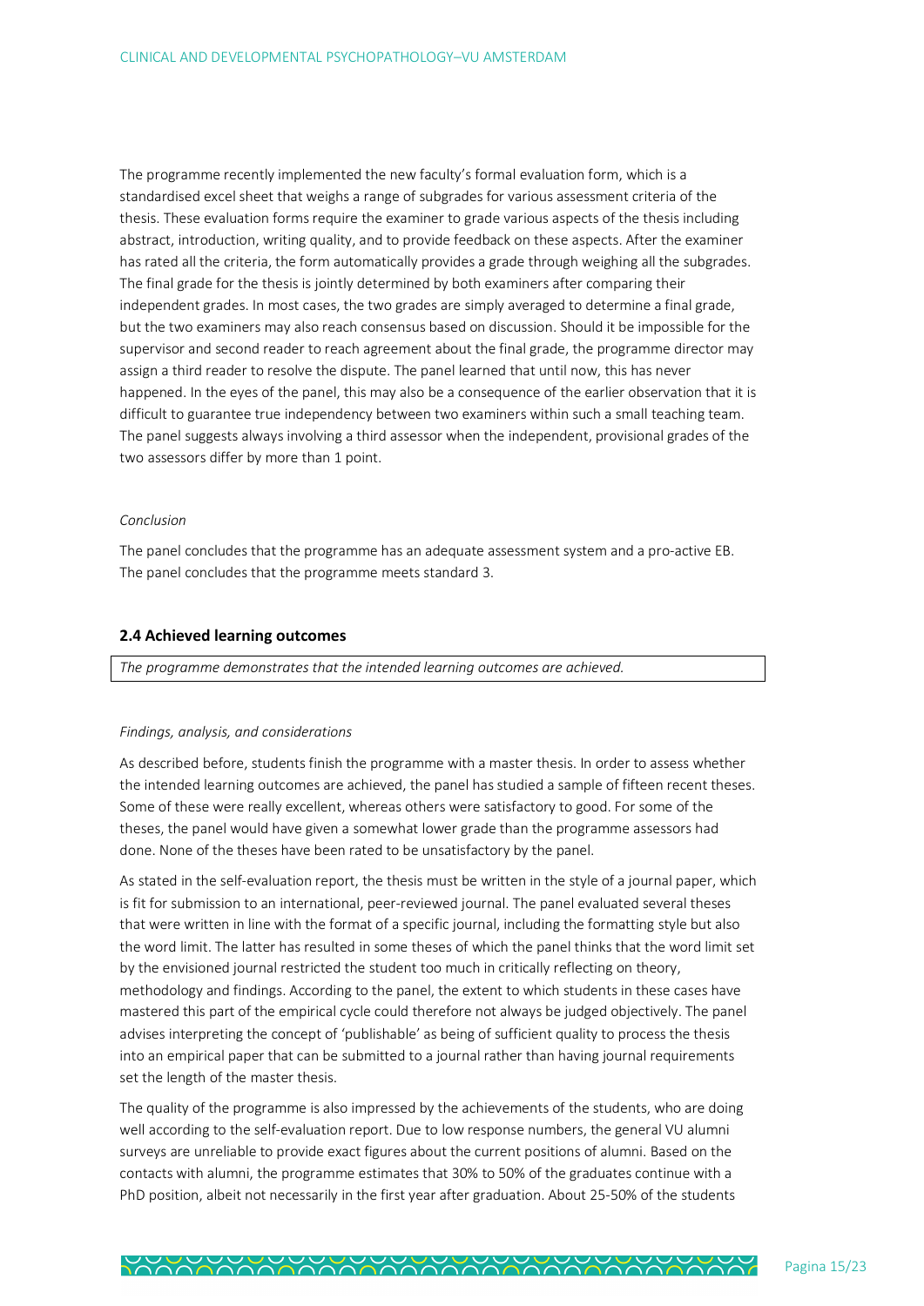The programme recently implemented the new faculty's formal evaluation form, which is a standardised excel sheet that weighs a range of subgrades for various assessment criteria of the thesis. These evaluation forms require the examiner to grade various aspects of the thesis including abstract, introduction, writing quality, and to provide feedback on these aspects. After the examiner has rated all the criteria, the form automatically provides a grade through weighing all the subgrades. The final grade for the thesis is jointly determined by both examiners after comparing their independent grades. In most cases, the two grades are simply averaged to determine a final grade, but the two examiners may also reach consensus based on discussion. Should it be impossible for the supervisor and second reader to reach agreement about the final grade, the programme director may assign a third reader to resolve the dispute. The panel learned that until now, this has never happened. In the eyes of the panel, this may also be a consequence of the earlier observation that it is difficult to guarantee true independency between two examiners within such a small teaching team. The panel suggests always involving a third assessor when the independent, provisional grades of the two assessors differ by more than 1 point.

*Conclusion*

The panel concludes that the programme has an adequate assessment system and a pro-active EB. The panel concludes that the programme meets standard 3.

### 2.4 Achieved learning outcomes

*The programme demonstrates that the intended learning outcomes are achieved.*

*Findings, analysis, and considerations*

As described before, students finish the programme with a master thesis. In order to assess whether the intended learning outcomes are achieved, the panel has studied a sample of fifteen recent theses. Some of these were really excellent, whereas others were satisfactory to good. For some of the theses, the panel would have given a somewhat lower grade than the programme assessors had done. None of the theses have been rated to be unsatisfactory by the panel.

As stated in the self-evaluation report, the thesis must be written in the style of a journal paper, which is fit for submission to an international, peer-reviewed journal. The panel evaluated several theses that were written in line with the format of a specific journal, including the formatting style but also the word limit. The latter has resulted in some theses of which the panel thinks that the word limit set by the envisioned journal restricted the student too much in critically reflecting on theory, methodology and findings. According to the panel, the extent to which students in these cases have mastered this part of the empirical cycle could therefore not always be judged objectively. The panel advises interpreting the concept of 'publishable' as being of sufficient quality to process the thesis into an empirical paper that can be submitted to a journal rather than having journal requirements set the length of the master thesis.

The quality of the programme is also impressed by the achievements of the students, who are doing well according to the self-evaluation report. Due to low response numbers, the general VU alumni surveys are unreliable to provide exact figures about the current positions of alumni. Based on the contacts with alumni, the programme estimates that 30% to 50% of the graduates continue with a PhD position, albeit not necessarily in the first year after graduation. About 25-50% of the students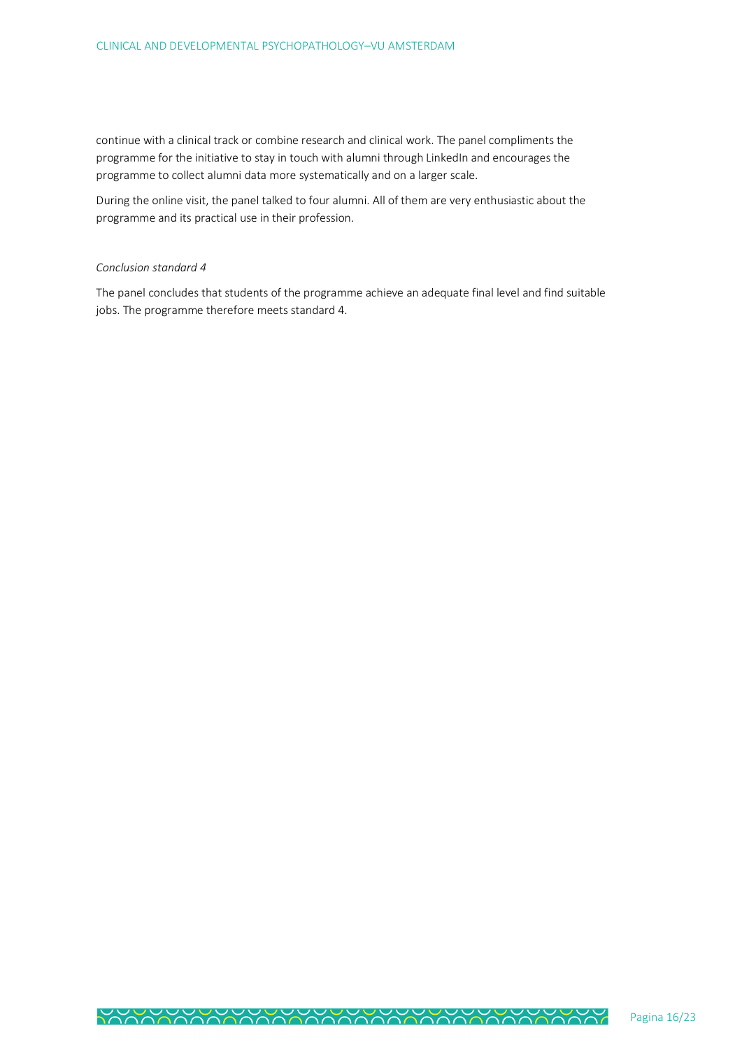continue with a clinical track or combine research and clinical work. The panel compliments the programme for the initiative to stay in touch with alumni through LinkedIn and encourages the programme to collect alumni data more systematically and on a larger scale.

During the online visit, the panel talked to four alumni. All of them are very enthusiastic about the programme and its practical use in their profession.

*Conclusion standard 4*

The panel concludes that students of the programme achieve an adequate final level and find suitable jobs. The programme therefore meets standard 4.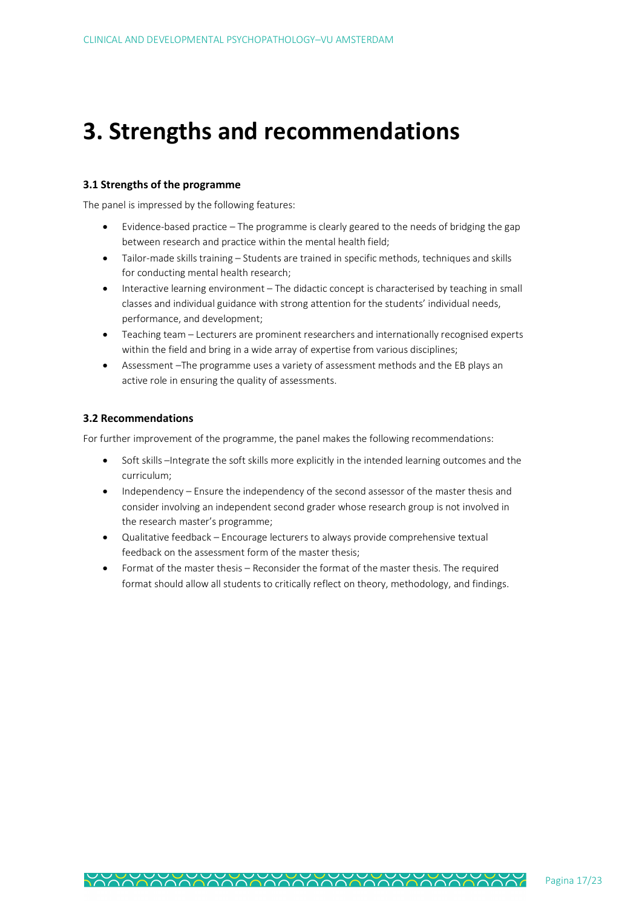# 3. Strengths and recommendations

### 3.1 Strengths of the programme

The panel is impressed by the following features:

- Evidence-based practice – The programme is clearly geared to the needs of bridging the gap between research and practice within the mental health field;
- Tailor-made skills training – Students are trained in specific methods, techniques and skills for conducting mental health research;
- Interactive learning environment – The didactic concept is characterised by teaching in small classes and individual guidance with strong attention for the students' individual needs, performance, and development;
- Teaching team – Lecturers are prominent researchers and internationally recognised experts within the field and bring in a wide array of expertise from various disciplines;
- Assessment –The programme uses a variety of assessment methods and the EB plays an active role in ensuring the quality of assessments.

### 3.2 Recommendations

For further improvement of the programme, the panel makes the following recommendations:

- Soft skills –Integrate the soft skills more explicitly in the intended learning outcomes and the curriculum;
- Independency – Ensure the independency of the second assessor of the master thesis and consider involving an independent second grader whose research group is not involved in the research master's programme;
- Qualitative feedback – Encourage lecturers to always provide comprehensive textual feedback on the assessment form of the master thesis;
- Format of the master thesis – Reconsider the format of the master thesis. The required format should allow all students to critically reflect on theory, methodology, and findings.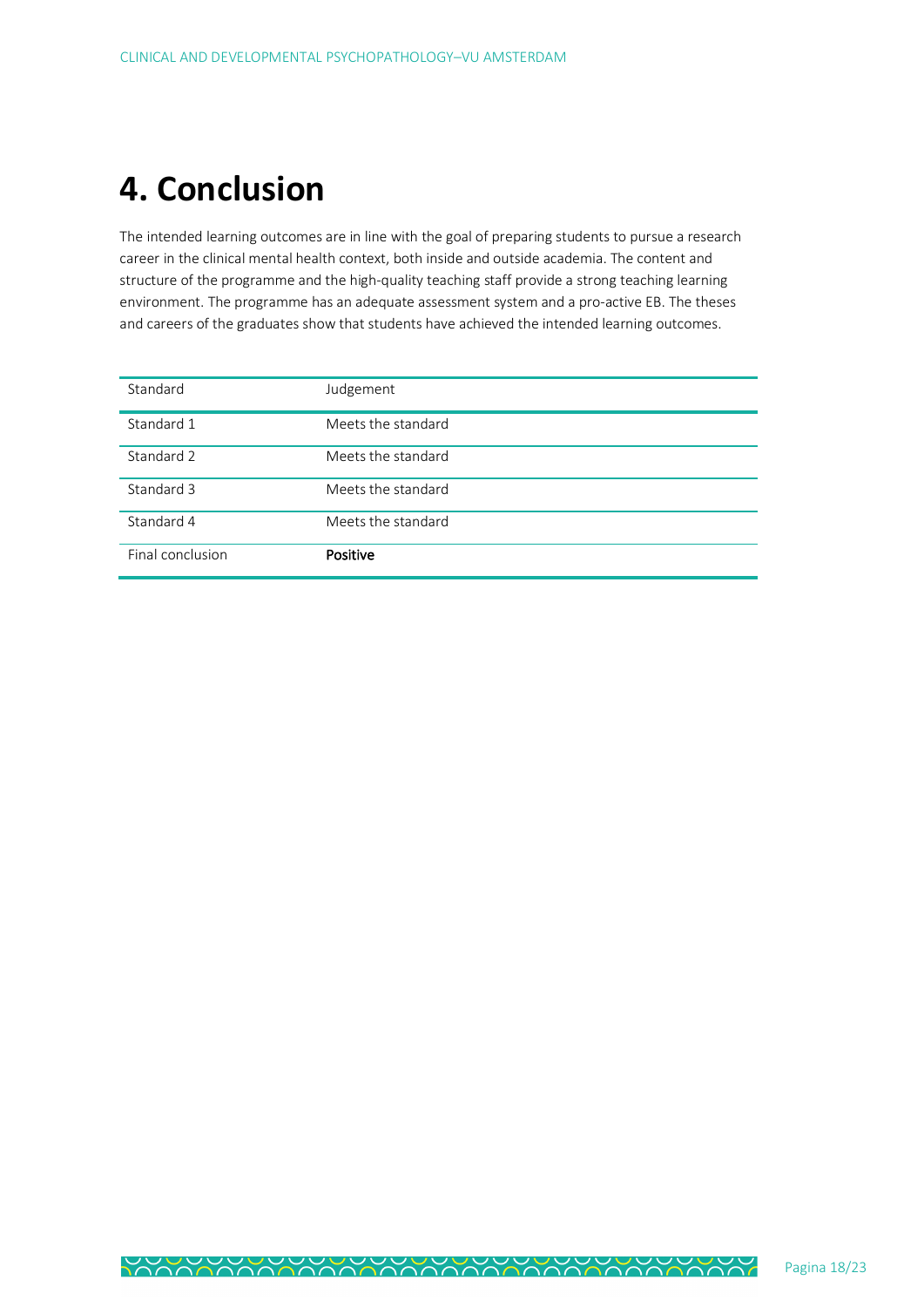# 4. Conclusion

The intended learning outcomes are in line with the goal of preparing students to pursue a research career in the clinical mental health context, both inside and outside academia. The content and structure of the programme and the high-quality teaching staff provide a strong teaching learning environment. The programme has an adequate assessment system and a pro-active EB. The theses and careers of the graduates show that students have achieved the intended learning outcomes.

| Standard | Judgement |
|---|---|
| Standard 1 | Meets the standard |
| Standard 2 | Meets the standard |
| Standard 3 | Meets the standard |
| Standard 4 | Meets the standard |
| Final conclusion | **Positive** |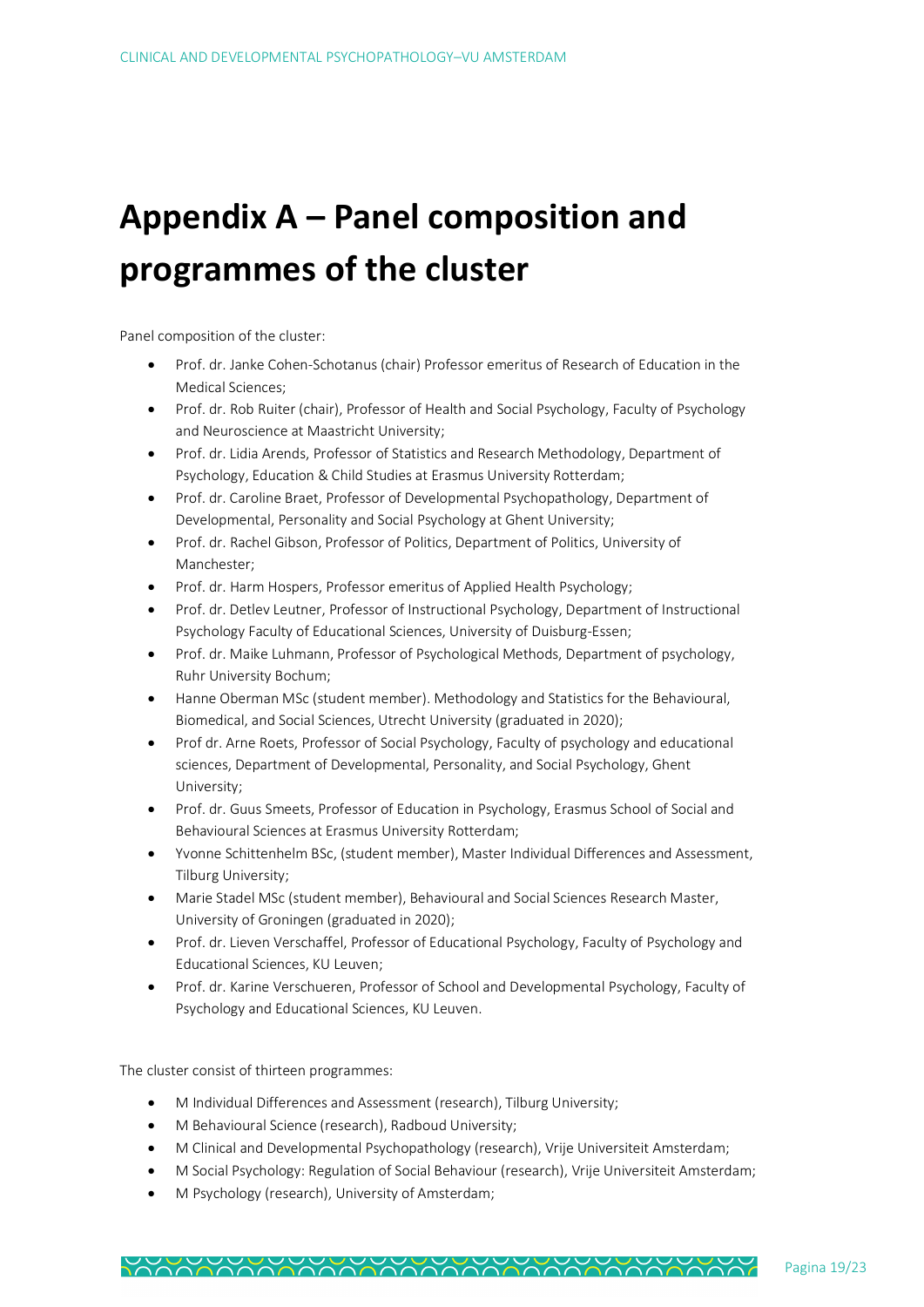# Appendix A – Panel composition and programmes of the cluster

Panel composition of the cluster:

- Prof. dr. Janke Cohen-Schotanus (chair) Professor emeritus of Research of Education in the Medical Sciences;
- Prof. dr. Rob Ruiter (chair), Professor of Health and Social Psychology, Faculty of Psychology and Neuroscience at Maastricht University;
- Prof. dr. Lidia Arends, Professor of Statistics and Research Methodology, Department of Psychology, Education & Child Studies at Erasmus University Rotterdam;
- Prof. dr. Caroline Braet, Professor of Developmental Psychopathology, Department of Developmental, Personality and Social Psychology at Ghent University;
- Prof. dr. Rachel Gibson, Professor of Politics, Department of Politics, University of Manchester;
- Prof. dr. Harm Hospers, Professor emeritus of Applied Health Psychology;
- Prof. dr. Detlev Leutner, Professor of Instructional Psychology, Department of Instructional Psychology Faculty of Educational Sciences, University of Duisburg-Essen;
- Prof. dr. Maike Luhmann, Professor of Psychological Methods, Department of psychology, Ruhr University Bochum;
- Hanne Oberman MSc (student member). Methodology and Statistics for the Behavioural, Biomedical, and Social Sciences, Utrecht University (graduated in 2020);
- Prof dr. Arne Roets, Professor of Social Psychology, Faculty of psychology and educational sciences, Department of Developmental, Personality, and Social Psychology, Ghent University;
- Prof. dr. Guus Smeets, Professor of Education in Psychology, Erasmus School of Social and Behavioural Sciences at Erasmus University Rotterdam;
- Yvonne Schittenhelm BSc, (student member), Master Individual Differences and Assessment, Tilburg University;
- Marie Stadel MSc (student member), Behavioural and Social Sciences Research Master, University of Groningen (graduated in 2020);
- Prof. dr. Lieven Verschaffel, Professor of Educational Psychology, Faculty of Psychology and Educational Sciences, KU Leuven;
- Prof. dr. Karine Verschueren, Professor of School and Developmental Psychology, Faculty of Psychology and Educational Sciences, KU Leuven.

The cluster consist of thirteen programmes:

- M Individual Differences and Assessment (research), Tilburg University;
- M Behavioural Science (research), Radboud University;
- M Clinical and Developmental Psychopathology (research), Vrije Universiteit Amsterdam;
- M Social Psychology: Regulation of Social Behaviour (research), Vrije Universiteit Amsterdam;
- M Psychology (research), University of Amsterdam;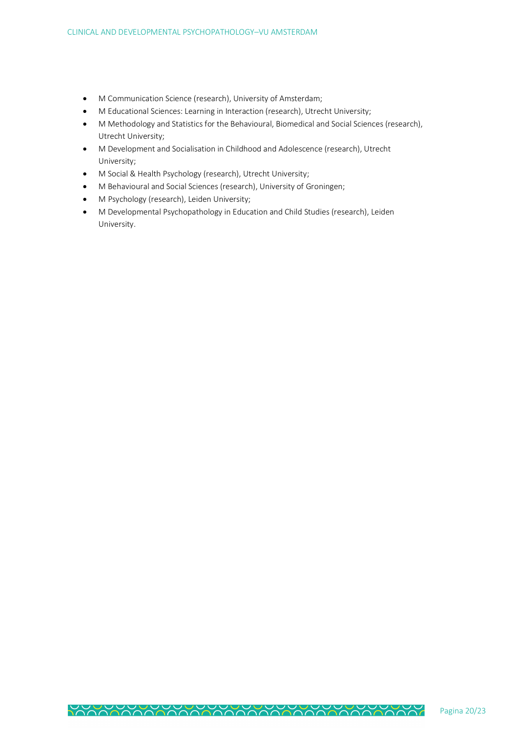- M Communication Science (research), University of Amsterdam;
- M Educational Sciences: Learning in Interaction (research), Utrecht University;
- M Methodology and Statistics for the Behavioural, Biomedical and Social Sciences (research), Utrecht University;
- M Development and Socialisation in Childhood and Adolescence (research), Utrecht University;
- M Social & Health Psychology (research), Utrecht University;
- M Behavioural and Social Sciences (research), University of Groningen;
- M Psychology (research), Leiden University;
- M Developmental Psychopathology in Education and Child Studies (research), Leiden University.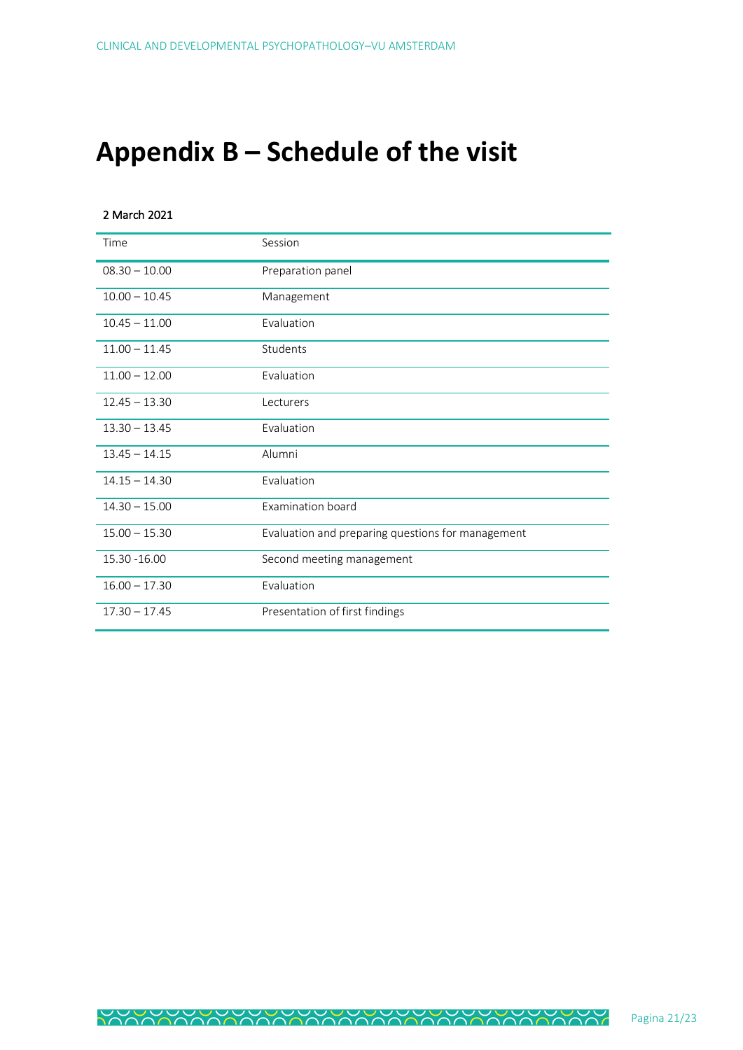# Appendix B – Schedule of the visit

**2 March 2021**

| Time | Session |
| --- | --- |
| 08.30 – 10.00 | Preparation panel |
| 10.00 – 10.45 | Management |
| 10.45 – 11.00 | Evaluation |
| 11.00 – 11.45 | Students |
| 11.00 – 12.00 | Evaluation |
| 12.45 – 13.30 | Lecturers |
| 13.30 – 13.45 | Evaluation |
| 13.45 – 14.15 | Alumni |
| 14.15 – 14.30 | Evaluation |
| 14.30 – 15.00 | Examination board |
| 15.00 – 15.30 | Evaluation and preparing questions for management |
| 15.30 -16.00 | Second meeting management |
| 16.00 – 17.30 | Evaluation |
| 17.30 – 17.45 | Presentation of first findings |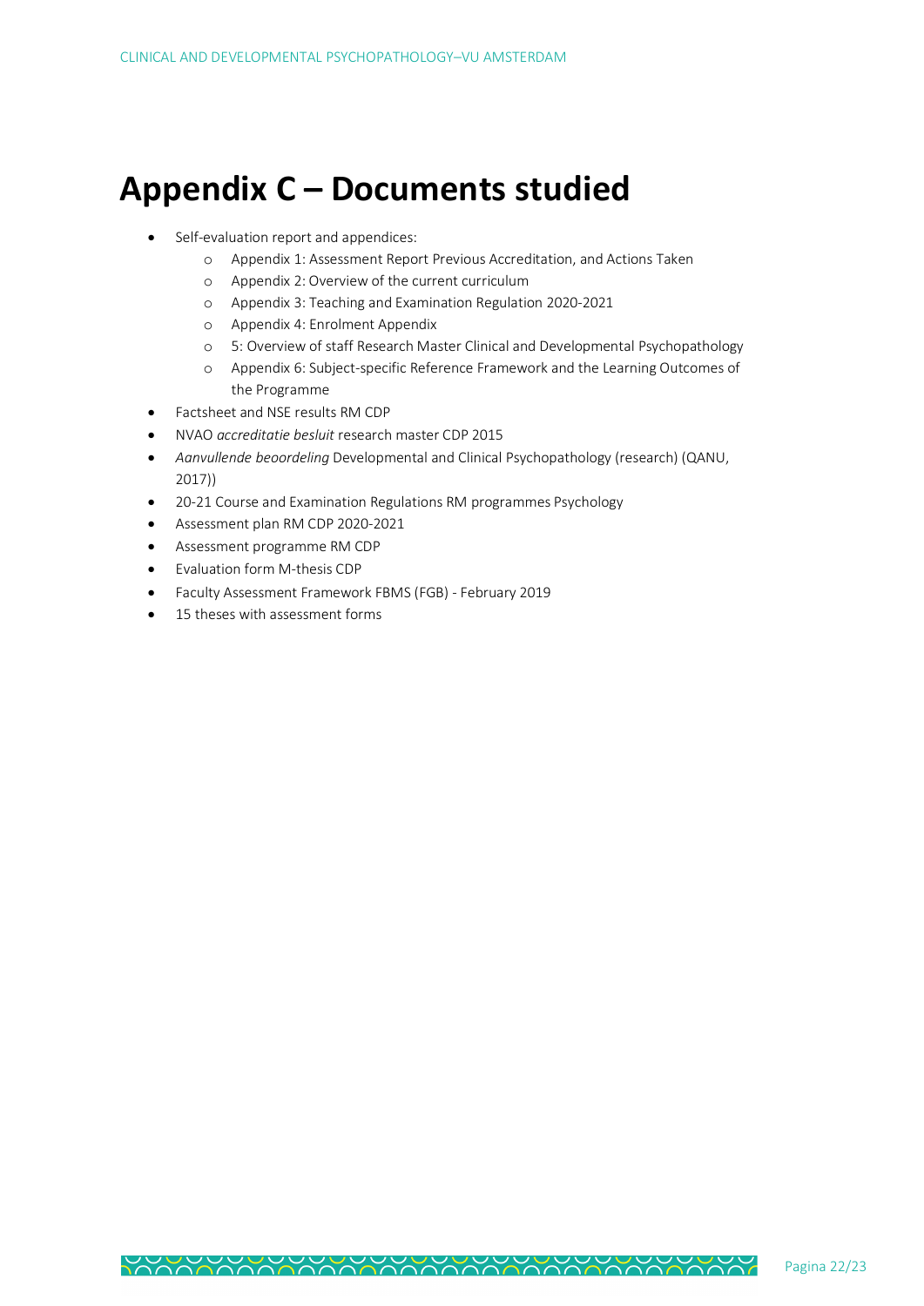# Appendix C – Documents studied

- Self-evaluation report and appendices:
  - Appendix 1: Assessment Report Previous Accreditation, and Actions Taken
  - Appendix 2: Overview of the current curriculum
  - Appendix 3: Teaching and Examination Regulation 2020-2021
  - Appendix 4: Enrolment Appendix
  - 5: Overview of staff Research Master Clinical and Developmental Psychopathology
  - Appendix 6: Subject-specific Reference Framework and the Learning Outcomes of the Programme
- Factsheet and NSE results RM CDP
- NVAO *accreditatie besluit* research master CDP 2015
- *Aanvullende beoordeling* Developmental and Clinical Psychopathology (research) (QANU, 2017))
- 20-21 Course and Examination Regulations RM programmes Psychology
- Assessment plan RM CDP 2020-2021
- Assessment programme RM CDP
- Evaluation form M-thesis CDP
- Faculty Assessment Framework FBMS (FGB) - February 2019
- 15 theses with assessment forms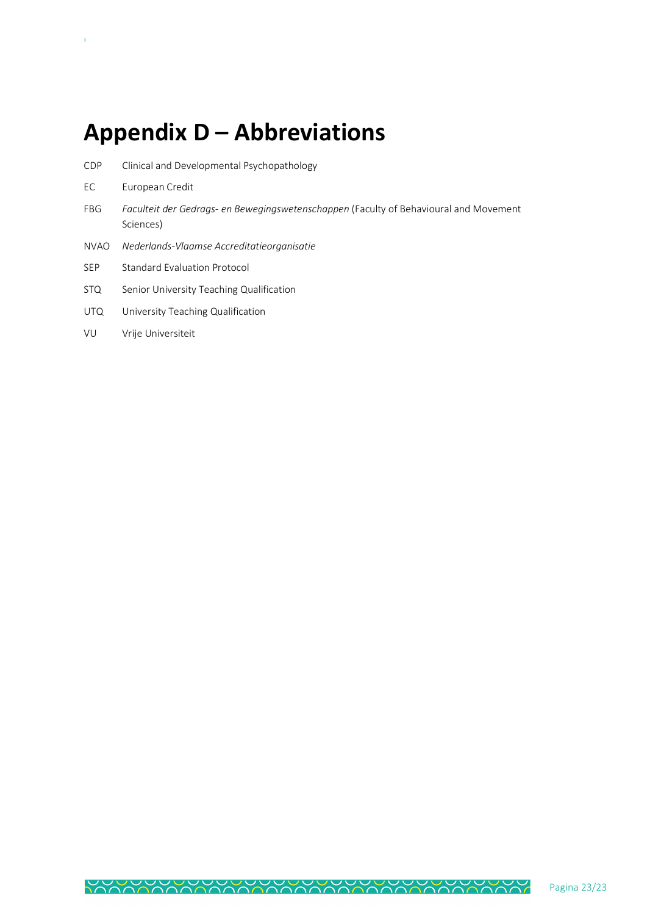# Appendix D – Abbreviations

| | |
|---|---|
| CDP | Clinical and Developmental Psychopathology |
| EC | European Credit |
| FBG | *Faculteit der Gedrags- en Bewegingswetenschappen* (Faculty of Behavioural and Movement Sciences) |
| NVAO | *Nederlands-Vlaamse Accreditatieorganisatie* |
| SEP | Standard Evaluation Protocol |
| STQ | Senior University Teaching Qualification |
| UTQ | University Teaching Qualification |
| VU | Vrije Universiteit |